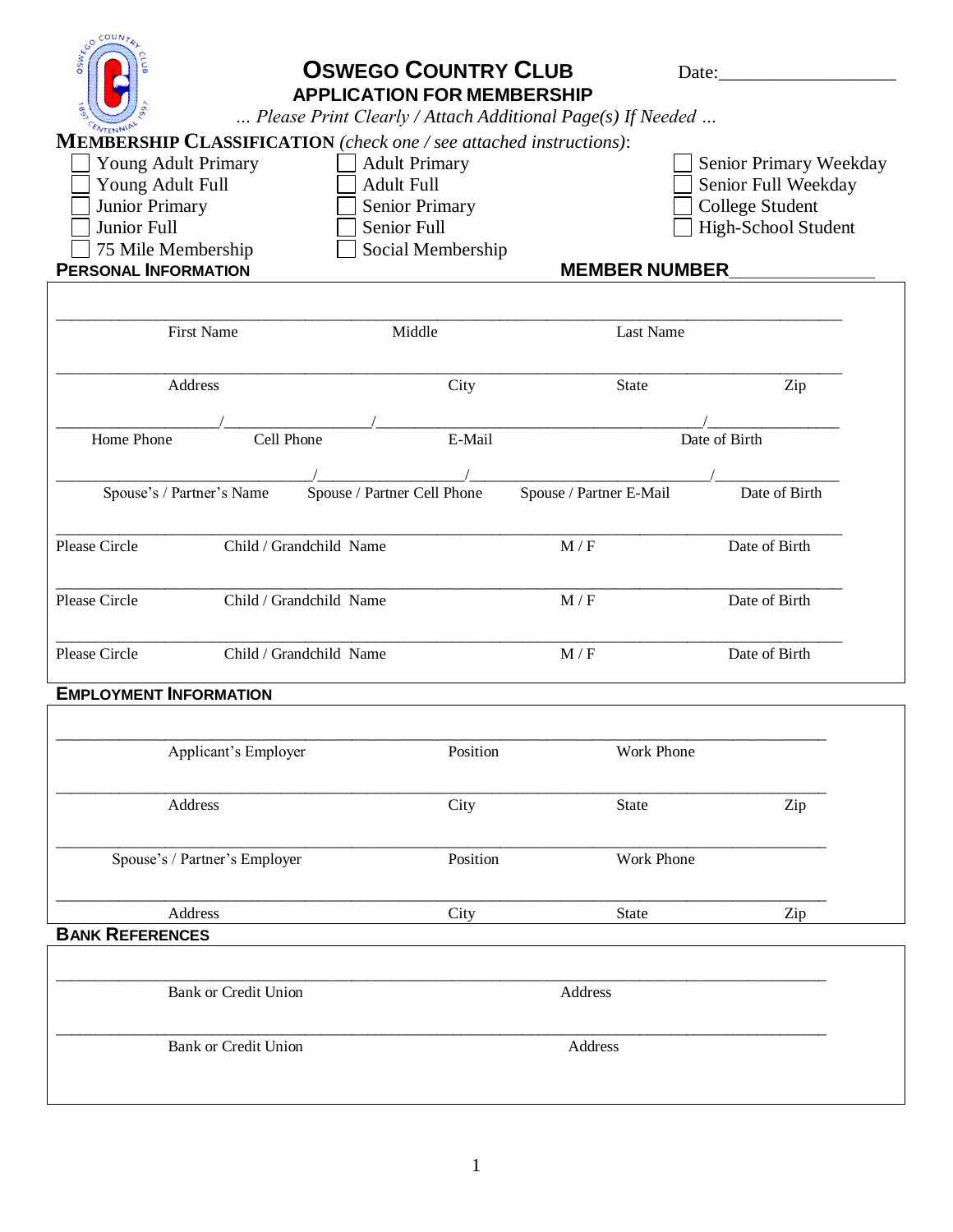# OSWEGO COUNTRY CLUB

## APPLICATION FOR MEMBERSHIP

Date:___________________

*... Please Print Clearly / Attach Additional Page(s) If Needed ...*

**MEMBERSHIP CLASSIFICATION** *(check one / see attached instructions)*:

- ☐ Young Adult Primary
- ☐ Young Adult Full
- ☐ Junior Primary
- ☐ Junior Full
- ☐ 75 Mile Membership
- ☐ Adult Primary
- ☐ Adult Full
- ☐ Senior Primary
- ☐ Senior Full
- ☐ Social Membership
- ☐ Senior Primary Weekday
- ☐ Senior Full Weekday
- ☐ College Student
- ☐ High-School Student

### PERSONAL INFORMATION

**MEMBER NUMBER**_______________

| First Name | Middle | Last Name | |
|---|---|---|---|
| | | | |
| **Address** | **City** | **State** | **Zip** |
| | | | |

| Home Phone | Cell Phone | E-Mail | Date of Birth |
|---|---|---|---|
| | | | |
| **Spouse's / Partner's Name** | **Spouse / Partner Cell Phone** | **Spouse / Partner E-Mail** | **Date of Birth** |
| | | | |

| Please Circle | Child / Grandchild Name | M / F | Date of Birth |
|---|---|---|---|
| | | | |
| Please Circle | Child / Grandchild Name | M / F | Date of Birth |
| | | | |
| Please Circle | Child / Grandchild Name | M / F | Date of Birth |

### EMPLOYMENT INFORMATION

| Applicant's Employer | Position | Work Phone | |
|---|---|---|---|
| | | | |
| **Address** | **City** | **State** | **Zip** |
| | | | |
| **Spouse's / Partner's Employer** | **Position** | **Work Phone** | |
| | | | |
| **Address** | **City** | **State** | **Zip** |

### BANK REFERENCES

| Bank or Credit Union | Address |
|---|---|
| | |
| **Bank or Credit Union** | **Address** |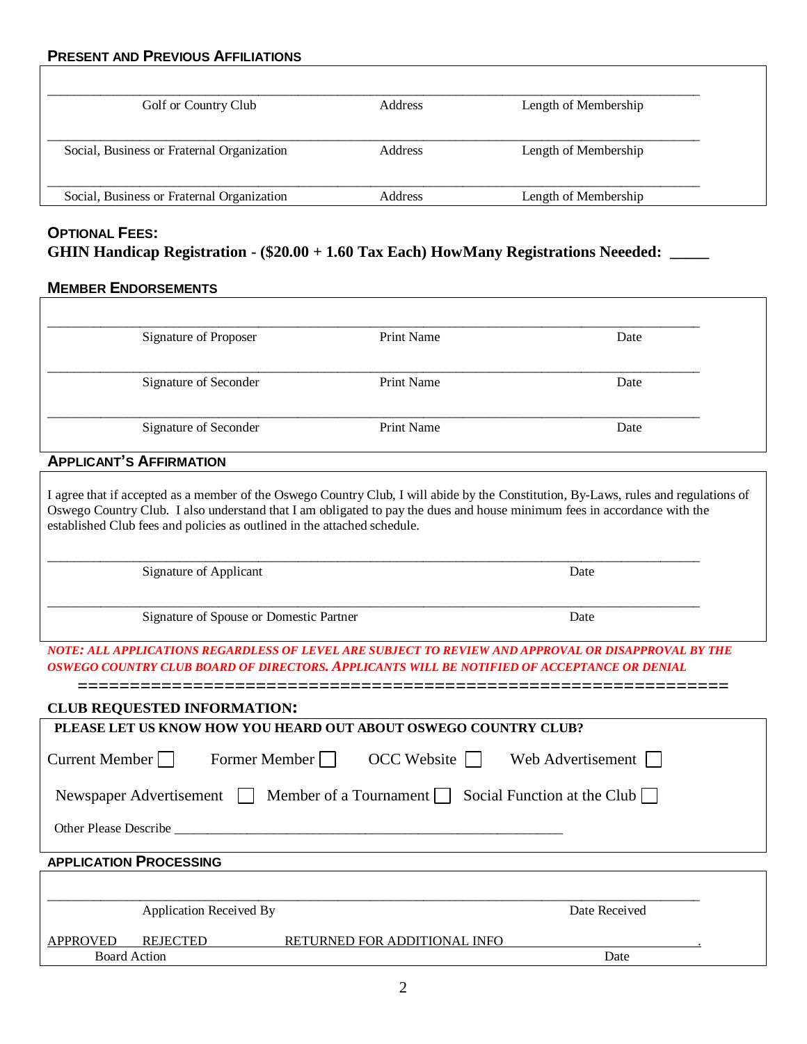## PRESENT AND PREVIOUS AFFILIATIONS

| | | |
|---|---|---|
| Golf or Country Club | Address | Length of Membership |
| Social, Business or Fraternal Organization | Address | Length of Membership |
| Social, Business or Fraternal Organization | Address | Length of Membership |

## OPTIONAL FEES:

**GHIN Handicap Registration - ($20.00 + 1.60 Tax Each) HowMany Registrations Neeeded: _____**

## MEMBER ENDORSEMENTS

| | | |
|---|---|---|
| Signature of Proposer | Print Name | Date |
| Signature of Seconder | Print Name | Date |
| Signature of Seconder | Print Name | Date |

## APPLICANT'S AFFIRMATION

I agree that if accepted as a member of the Oswego Country Club, I will abide by the Constitution, By-Laws, rules and regulations of Oswego Country Club. I also understand that I am obligated to pay the dues and house minimum fees in accordance with the established Club fees and policies as outlined in the attached schedule.

| | |
|---|---|
| Signature of Applicant | Date |
| Signature of Spouse or Domestic Partner | Date |

***NOTE: ALL APPLICATIONS REGARDLESS OF LEVEL ARE SUBJECT TO REVIEW AND APPROVAL OR DISAPPROVAL BY THE OSWEGO COUNTRY CLUB BOARD OF DIRECTORS. APPLICANTS WILL BE NOTIFIED OF ACCEPTANCE OR DENIAL***

============================================================

## CLUB REQUESTED INFORMATION:

**PLEASE LET US KNOW HOW YOU HEARD OUT ABOUT OSWEGO COUNTRY CLUB?**

Current Member ☐ Former Member ☐ OCC Website ☐ Web Advertisement ☐

Newspaper Advertisement ☐ Member of a Tournament ☐ Social Function at the Club ☐

Other Please Describe ____________________________________________________________

## APPLICATION PROCESSING

| | |
|---|---|
| Application Received By | Date Received |

APPROVED REJECTED RETURNED FOR ADDITIONAL INFO ______________________.

Board Action Date